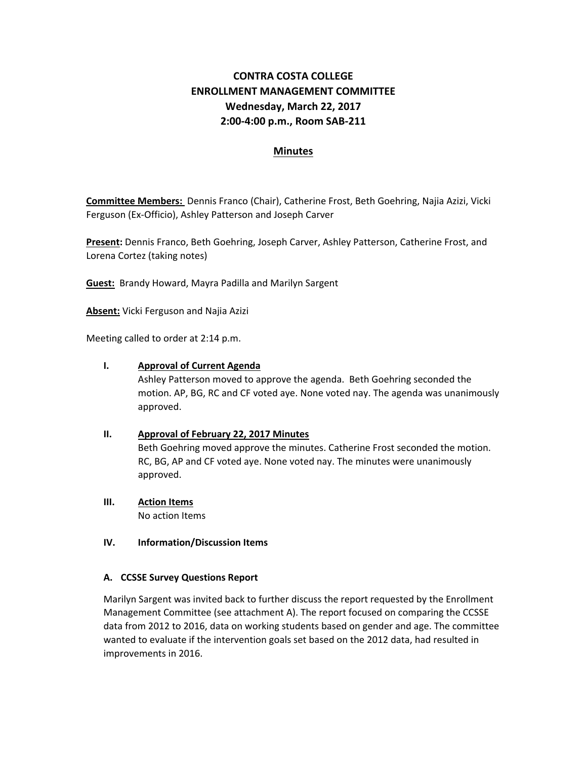# CONTRA COSTA COLLEGE
# ENROLLMENT MANAGEMENT COMMITTEE
## Wednesday, March 22, 2017
## 2:00-4:00 p.m., Room SAB-211

## Minutes

**Committee Members:** Dennis Franco (Chair), Catherine Frost, Beth Goehring, Najia Azizi, Vicki Ferguson (Ex-Officio), Ashley Patterson and Joseph Carver

**Present:** Dennis Franco, Beth Goehring, Joseph Carver, Ashley Patterson, Catherine Frost, and Lorena Cortez (taking notes)

**Guest:** Brandy Howard, Mayra Padilla and Marilyn Sargent

**Absent:** Vicki Ferguson and Najia Azizi

Meeting called to order at 2:14 p.m.

**I. Approval of Current Agenda**

Ashley Patterson moved to approve the agenda. Beth Goehring seconded the motion. AP, BG, RC and CF voted aye. None voted nay. The agenda was unanimously approved.

**II. Approval of February 22, 2017 Minutes**

Beth Goehring moved approve the minutes. Catherine Frost seconded the motion. RC, BG, AP and CF voted aye. None voted nay. The minutes were unanimously approved.

**III. Action Items**

No action Items

**IV. Information/Discussion Items**

**A. CCSSE Survey Questions Report**

Marilyn Sargent was invited back to further discuss the report requested by the Enrollment Management Committee (see attachment A). The report focused on comparing the CCSSE data from 2012 to 2016, data on working students based on gender and age. The committee wanted to evaluate if the intervention goals set based on the 2012 data, had resulted in improvements in 2016.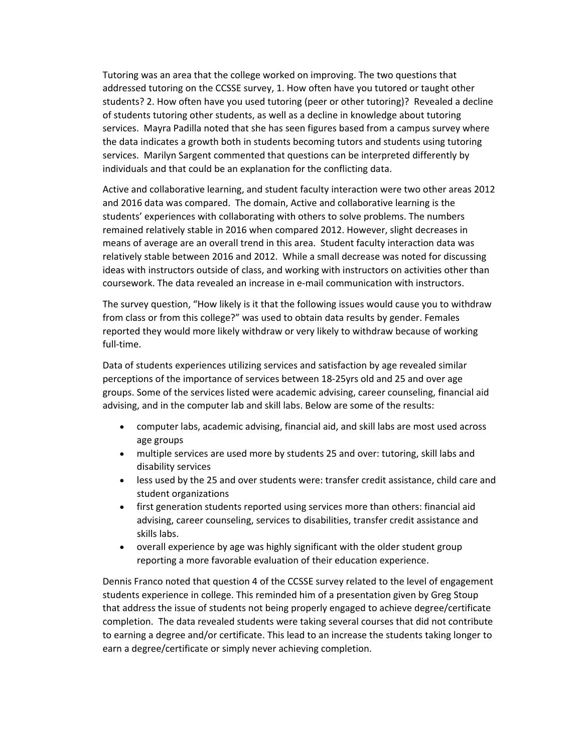Tutoring was an area that the college worked on improving. The two questions that addressed tutoring on the CCSSE survey, 1. How often have you tutored or taught other students? 2. How often have you used tutoring (peer or other tutoring)? Revealed a decline of students tutoring other students, as well as a decline in knowledge about tutoring services. Mayra Padilla noted that she has seen figures based from a campus survey where the data indicates a growth both in students becoming tutors and students using tutoring services. Marilyn Sargent commented that questions can be interpreted differently by individuals and that could be an explanation for the conflicting data.

Active and collaborative learning, and student faculty interaction were two other areas 2012 and 2016 data was compared. The domain, Active and collaborative learning is the students' experiences with collaborating with others to solve problems. The numbers remained relatively stable in 2016 when compared 2012. However, slight decreases in means of average are an overall trend in this area. Student faculty interaction data was relatively stable between 2016 and 2012. While a small decrease was noted for discussing ideas with instructors outside of class, and working with instructors on activities other than coursework. The data revealed an increase in e-mail communication with instructors.

The survey question, "How likely is it that the following issues would cause you to withdraw from class or from this college?" was used to obtain data results by gender. Females reported they would more likely withdraw or very likely to withdraw because of working full-time.

Data of students experiences utilizing services and satisfaction by age revealed similar perceptions of the importance of services between 18-25yrs old and 25 and over age groups. Some of the services listed were academic advising, career counseling, financial aid advising, and in the computer lab and skill labs. Below are some of the results:

- computer labs, academic advising, financial aid, and skill labs are most used across age groups
- multiple services are used more by students 25 and over: tutoring, skill labs and disability services
- less used by the 25 and over students were: transfer credit assistance, child care and student organizations
- first generation students reported using services more than others: financial aid advising, career counseling, services to disabilities, transfer credit assistance and skills labs.
- overall experience by age was highly significant with the older student group reporting a more favorable evaluation of their education experience.

Dennis Franco noted that question 4 of the CCSSE survey related to the level of engagement students experience in college. This reminded him of a presentation given by Greg Stoup that address the issue of students not being properly engaged to achieve degree/certificate completion. The data revealed students were taking several courses that did not contribute to earning a degree and/or certificate. This lead to an increase the students taking longer to earn a degree/certificate or simply never achieving completion.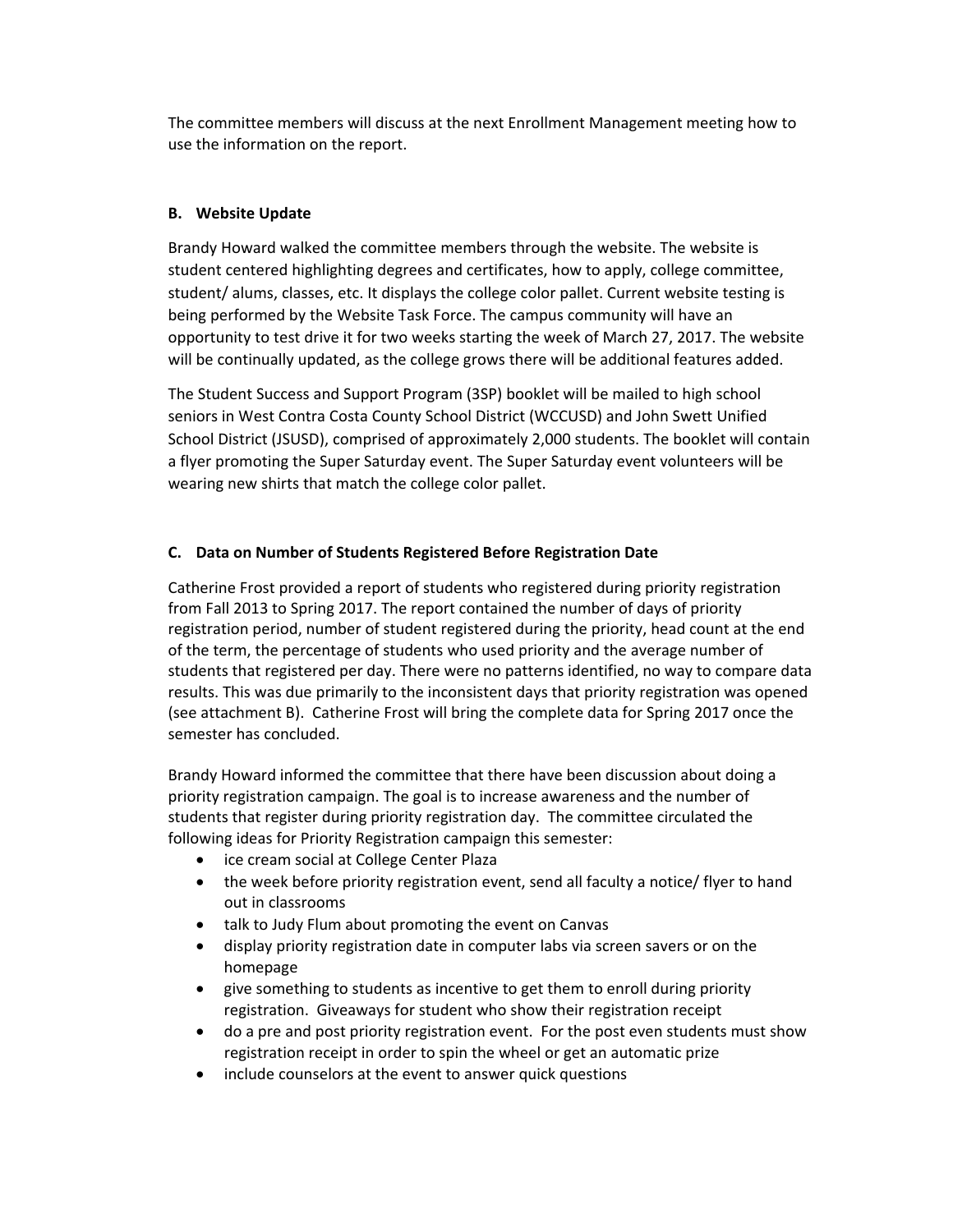The committee members will discuss at the next Enrollment Management meeting how to use the information on the report.

### B. Website Update

Brandy Howard walked the committee members through the website. The website is student centered highlighting degrees and certificates, how to apply, college committee, student/ alums, classes, etc. It displays the college color pallet. Current website testing is being performed by the Website Task Force. The campus community will have an opportunity to test drive it for two weeks starting the week of March 27, 2017. The website will be continually updated, as the college grows there will be additional features added.

The Student Success and Support Program (3SP) booklet will be mailed to high school seniors in West Contra Costa County School District (WCCUSD) and John Swett Unified School District (JSUSD), comprised of approximately 2,000 students. The booklet will contain a flyer promoting the Super Saturday event. The Super Saturday event volunteers will be wearing new shirts that match the college color pallet.

### C. Data on Number of Students Registered Before Registration Date

Catherine Frost provided a report of students who registered during priority registration from Fall 2013 to Spring 2017. The report contained the number of days of priority registration period, number of student registered during the priority, head count at the end of the term, the percentage of students who used priority and the average number of students that registered per day. There were no patterns identified, no way to compare data results. This was due primarily to the inconsistent days that priority registration was opened (see attachment B). Catherine Frost will bring the complete data for Spring 2017 once the semester has concluded.

Brandy Howard informed the committee that there have been discussion about doing a priority registration campaign. The goal is to increase awareness and the number of students that register during priority registration day. The committee circulated the following ideas for Priority Registration campaign this semester:

- ice cream social at College Center Plaza
- the week before priority registration event, send all faculty a notice/ flyer to hand out in classrooms
- talk to Judy Flum about promoting the event on Canvas
- display priority registration date in computer labs via screen savers or on the homepage
- give something to students as incentive to get them to enroll during priority registration. Giveaways for student who show their registration receipt
- do a pre and post priority registration event. For the post even students must show registration receipt in order to spin the wheel or get an automatic prize
- include counselors at the event to answer quick questions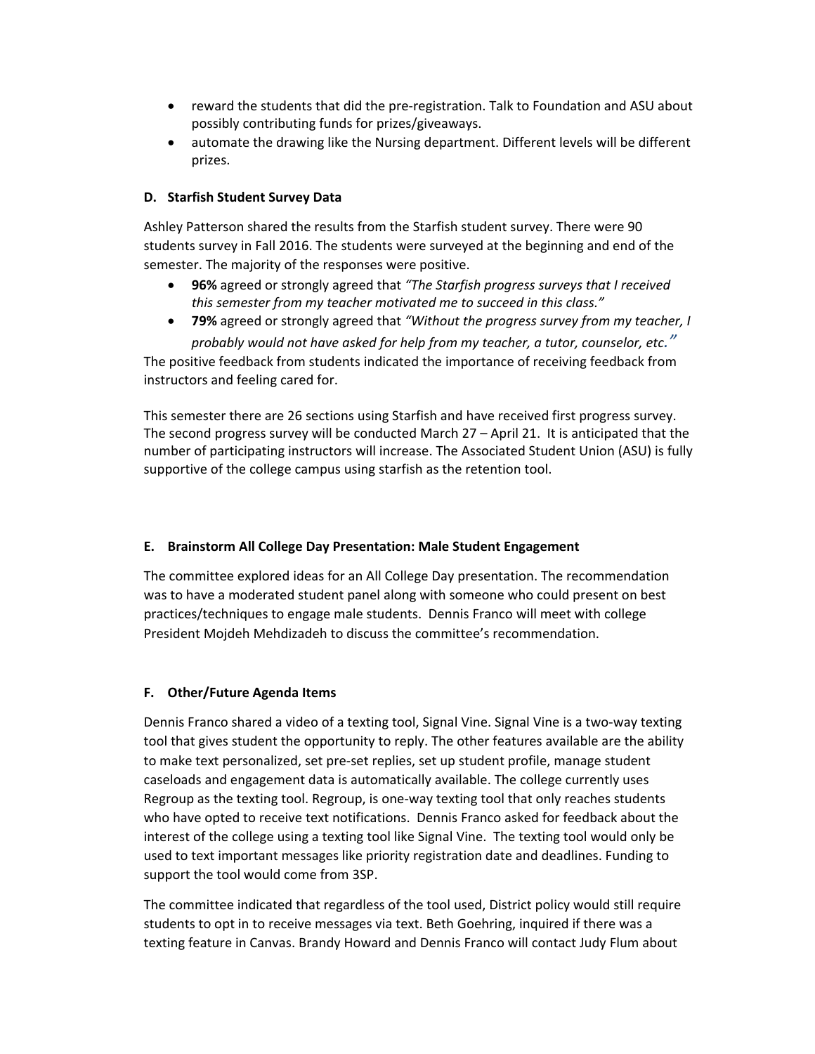- reward the students that did the pre-registration. Talk to Foundation and ASU about possibly contributing funds for prizes/giveaways.
- automate the drawing like the Nursing department. Different levels will be different prizes.

**D. Starfish Student Survey Data**

Ashley Patterson shared the results from the Starfish student survey. There were 90 students survey in Fall 2016. The students were surveyed at the beginning and end of the semester. The majority of the responses were positive.

- **96%** agreed or strongly agreed that *"The Starfish progress surveys that I received this semester from my teacher motivated me to succeed in this class."*
- **79%** agreed or strongly agreed that *"Without the progress survey from my teacher, I probably would not have asked for help from my teacher, a tutor, counselor, etc."*

The positive feedback from students indicated the importance of receiving feedback from instructors and feeling cared for.

This semester there are 26 sections using Starfish and have received first progress survey. The second progress survey will be conducted March 27 – April 21. It is anticipated that the number of participating instructors will increase. The Associated Student Union (ASU) is fully supportive of the college campus using starfish as the retention tool.

**E. Brainstorm All College Day Presentation: Male Student Engagement**

The committee explored ideas for an All College Day presentation. The recommendation was to have a moderated student panel along with someone who could present on best practices/techniques to engage male students. Dennis Franco will meet with college President Mojdeh Mehdizadeh to discuss the committee's recommendation.

**F. Other/Future Agenda Items**

Dennis Franco shared a video of a texting tool, Signal Vine. Signal Vine is a two-way texting tool that gives student the opportunity to reply. The other features available are the ability to make text personalized, set pre-set replies, set up student profile, manage student caseloads and engagement data is automatically available. The college currently uses Regroup as the texting tool. Regroup, is one-way texting tool that only reaches students who have opted to receive text notifications. Dennis Franco asked for feedback about the interest of the college using a texting tool like Signal Vine. The texting tool would only be used to text important messages like priority registration date and deadlines. Funding to support the tool would come from 3SP.

The committee indicated that regardless of the tool used, District policy would still require students to opt in to receive messages via text. Beth Goehring, inquired if there was a texting feature in Canvas. Brandy Howard and Dennis Franco will contact Judy Flum about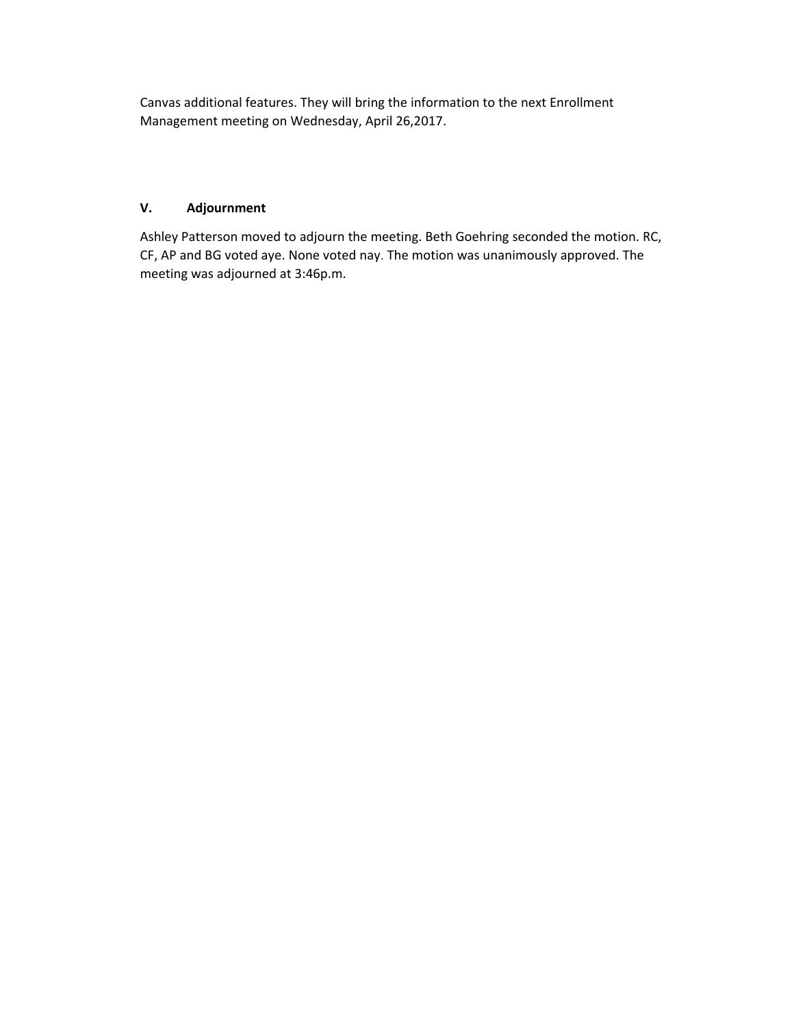Canvas additional features. They will bring the information to the next Enrollment Management meeting on Wednesday, April 26,2017.

## V. Adjournment

Ashley Patterson moved to adjourn the meeting. Beth Goehring seconded the motion. RC, CF, AP and BG voted aye. None voted nay. The motion was unanimously approved. The meeting was adjourned at 3:46p.m.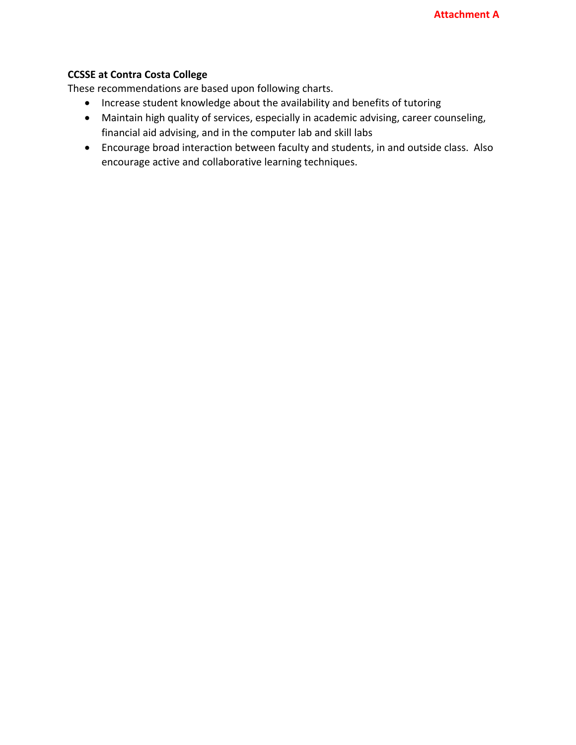**Attachment A**

**CCSSE at Contra Costa College**

These recommendations are based upon following charts.

- Increase student knowledge about the availability and benefits of tutoring
- Maintain high quality of services, especially in academic advising, career counseling, financial aid advising, and in the computer lab and skill labs
- Encourage broad interaction between faculty and students, in and outside class. Also encourage active and collaborative learning techniques.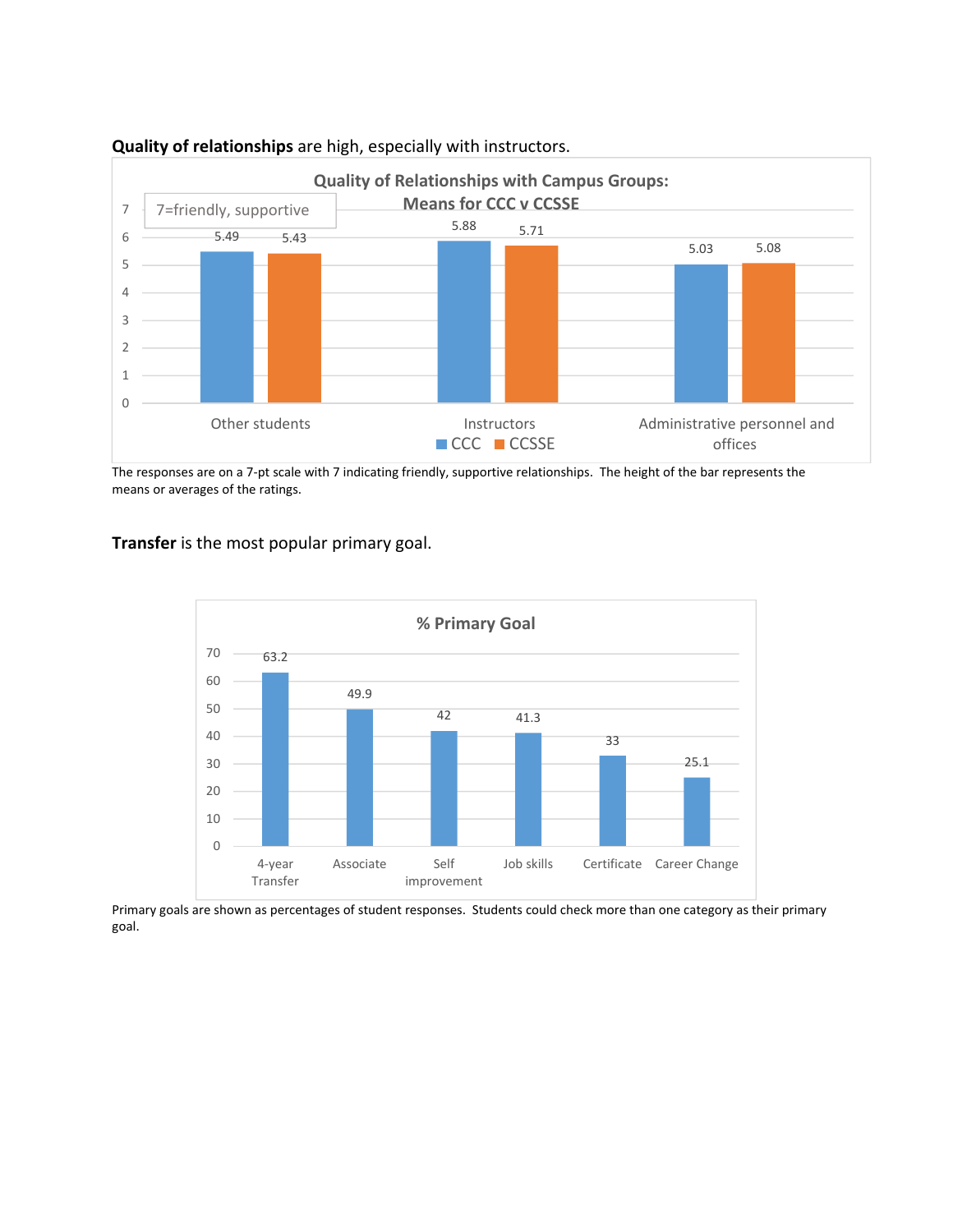**Quality of relationships** are high, especially with instructors.

**Quality of Relationships with Campus Groups: Means for CCC v CCSSE**

7=friendly, supportive

| | CCC | CCSSE |
|---|---|---|
| Other students | 5.49 | 5.43 |
| Instructors | 5.88 | 5.71 |
| Administrative personnel and offices | 5.03 | 5.08 |

The responses are on a 7-pt scale with 7 indicating friendly, supportive relationships. The height of the bar represents the means or averages of the ratings.

**Transfer** is the most popular primary goal.

**% Primary Goal**

| Goal | % |
|---|---|
| 4-year Transfer | 63.2 |
| Associate | 49.9 |
| Self improvement | 42 |
| Job skills | 41.3 |
| Certificate | 33 |
| Career Change | 25.1 |

Primary goals are shown as percentages of student responses. Students could check more than one category as their primary goal.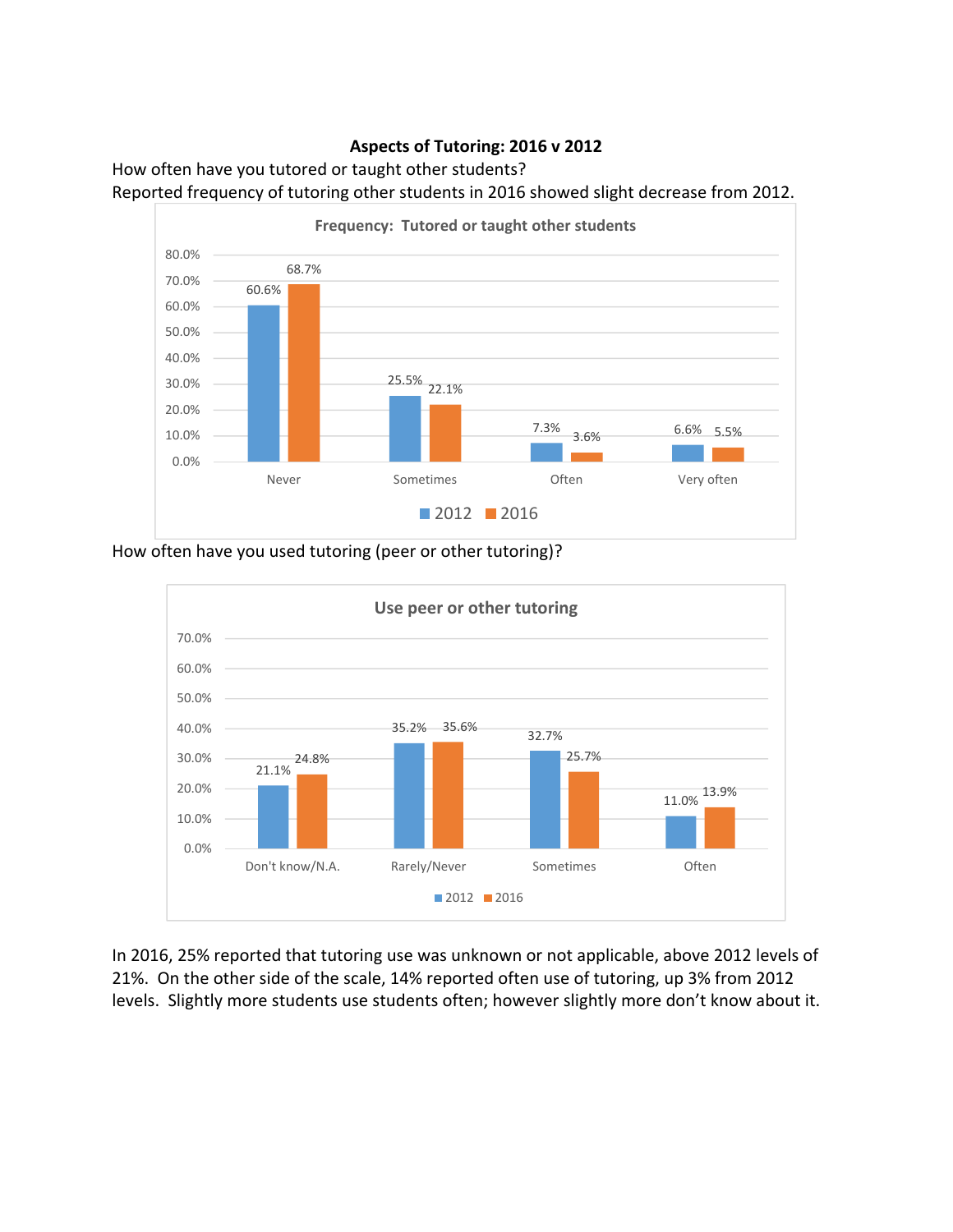**Aspects of Tutoring: 2016 v 2012**

How often have you tutored or taught other students?
Reported frequency of tutoring other students in 2016 showed slight decrease from 2012.

**Frequency: Tutored or taught other students**

| | 2012 | 2016 |
|---|---|---|
| Never | 60.6% | 68.7% |
| Sometimes | 25.5% | 22.1% |
| Often | 7.3% | 3.6% |
| Very often | 6.6% | 5.5% |

How often have you used tutoring (peer or other tutoring)?

**Use peer or other tutoring**

| | 2012 | 2016 |
|---|---|---|
| Don't know/N.A. | 21.1% | 24.8% |
| Rarely/Never | 35.2% | 35.6% |
| Sometimes | 32.7% | 25.7% |
| Often | 11.0% | 13.9% |

In 2016, 25% reported that tutoring use was unknown or not applicable, above 2012 levels of 21%. On the other side of the scale, 14% reported often use of tutoring, up 3% from 2012 levels. Slightly more students use students often; however slightly more don't know about it.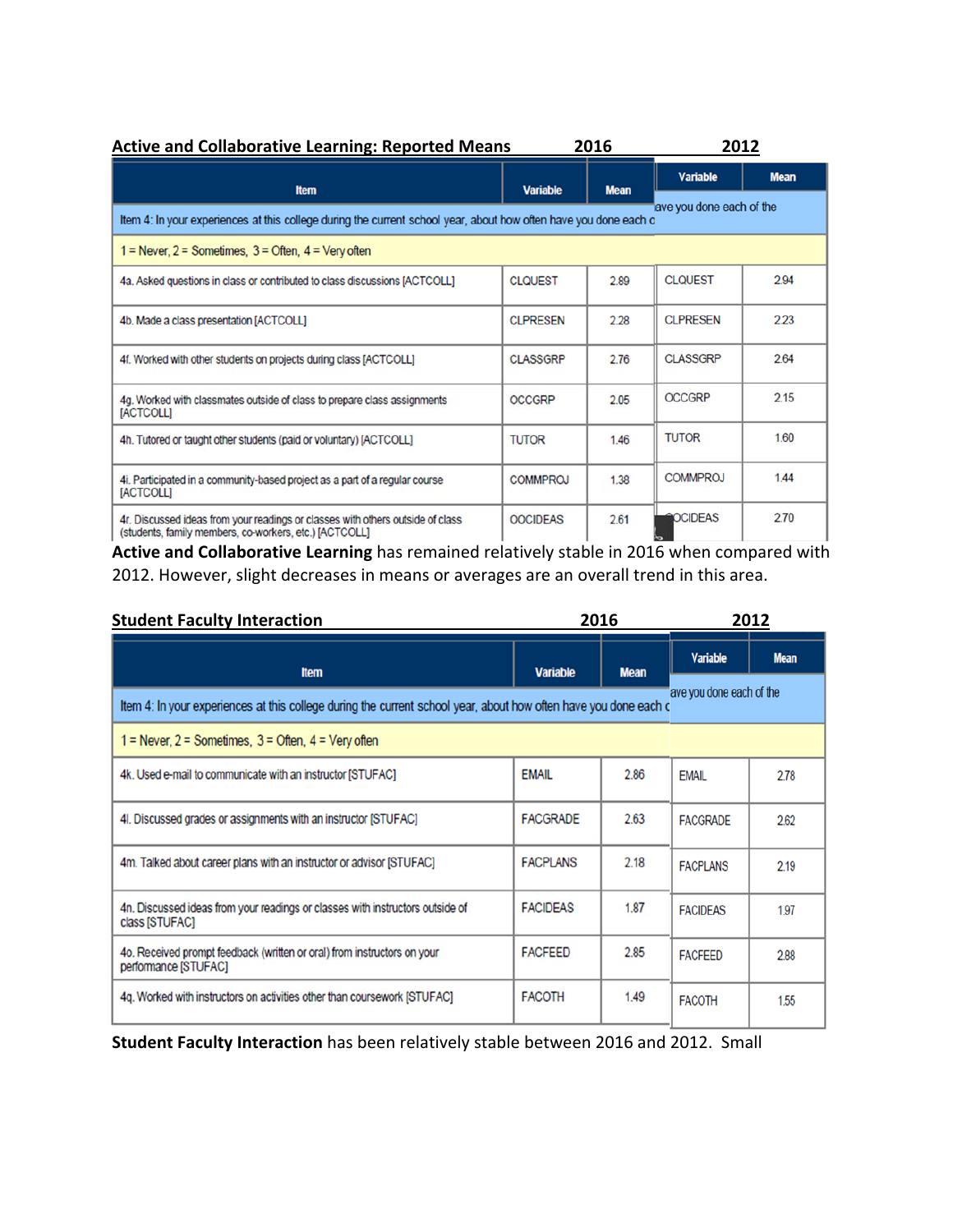**Active and Collaborative Learning: Reported Means** 2016 2012

| Item | Variable (2016) | Mean (2016) | Variable (2012) | Mean (2012) |
|---|---|---|---|---|
| Item 4: In your experiences at this college during the current school year, about how often have you done each o | | | ave you done each of the | |
| 1 = Never, 2 = Sometimes, 3 = Often, 4 = Very often | | | | |
| 4a. Asked questions in class or contributed to class discussions [ACTCOLL] | CLQUEST | 2.89 | CLQUEST | 2.94 |
| 4b. Made a class presentation [ACTCOLL] | CLPRESEN | 2.28 | CLPRESEN | 2.23 |
| 4f. Worked with other students on projects during class [ACTCOLL] | CLASSGRP | 2.76 | CLASSGRP | 2.64 |
| 4g. Worked with classmates outside of class to prepare class assignments [ACTCOLL] | OCCGRP | 2.05 | OCCGRP | 2.15 |
| 4h. Tutored or taught other students (paid or voluntary) [ACTCOLL] | TUTOR | 1.46 | TUTOR | 1.60 |
| 4i. Participated in a community-based project as a part of a regular course [ACTCOLL] | COMMPROJ | 1.38 | COMMPROJ | 1.44 |
| 4r. Discussed ideas from your readings or classes with others outside of class (students, family members, co-workers, etc.) [ACTCOLL] | OOCIDEAS | 2.61 | OOCIDEAS | 2.70 |

**Active and Collaborative Learning** has remained relatively stable in 2016 when compared with 2012. However, slight decreases in means or averages are an overall trend in this area.

**Student Faculty Interaction** 2016 2012

| Item | Variable (2016) | Mean (2016) | Variable (2012) | Mean (2012) |
|---|---|---|---|---|
| Item 4: In your experiences at this college during the current school year, about how often have you done each o | | | ave you done each of the | |
| 1 = Never, 2 = Sometimes, 3 = Often, 4 = Very often | | | | |
| 4k. Used e-mail to communicate with an instructor [STUFAC] | EMAIL | 2.86 | EMAIL | 2.78 |
| 4l. Discussed grades or assignments with an instructor [STUFAC] | FACGRADE | 2.63 | FACGRADE | 2.62 |
| 4m. Talked about career plans with an instructor or advisor [STUFAC] | FACPLANS | 2.18 | FACPLANS | 2.19 |
| 4n. Discussed ideas from your readings or classes with instructors outside of class [STUFAC] | FACIDEAS | 1.87 | FACIDEAS | 1.97 |
| 4o. Received prompt feedback (written or oral) from instructors on your performance [STUFAC] | FACFEED | 2.85 | FACFEED | 2.88 |
| 4q. Worked with instructors on activities other than coursework [STUFAC] | FACOTH | 1.49 | FACOTH | 1.55 |

**Student Faculty Interaction** has been relatively stable between 2016 and 2012. Small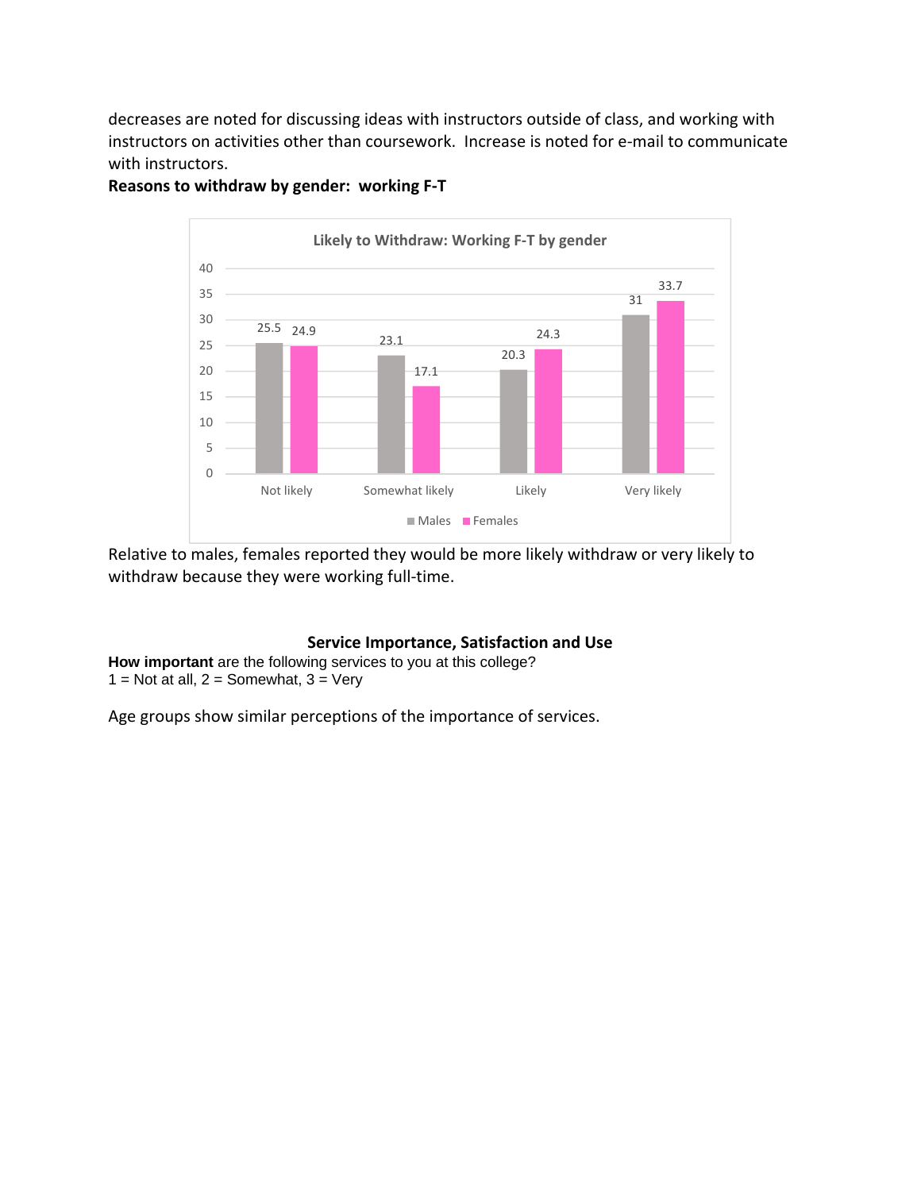decreases are noted for discussing ideas with instructors outside of class, and working with instructors on activities other than coursework. Increase is noted for e-mail to communicate with instructors.

**Reasons to withdraw by gender: working F-T**

**Likely to Withdraw: Working F-T by gender**

| | Not likely | Somewhat likely | Likely | Very likely |
|---|---|---|---|---|
| Males | 25.5 | 23.1 | 20.3 | 31 |
| Females | 24.9 | 17.1 | 24.3 | 33.7 |

Relative to males, females reported they would be more likely withdraw or very likely to withdraw because they were working full-time.

## Service Importance, Satisfaction and Use

**How important** are the following services to you at this college?
1 = Not at all, 2 = Somewhat, 3 = Very

Age groups show similar perceptions of the importance of services.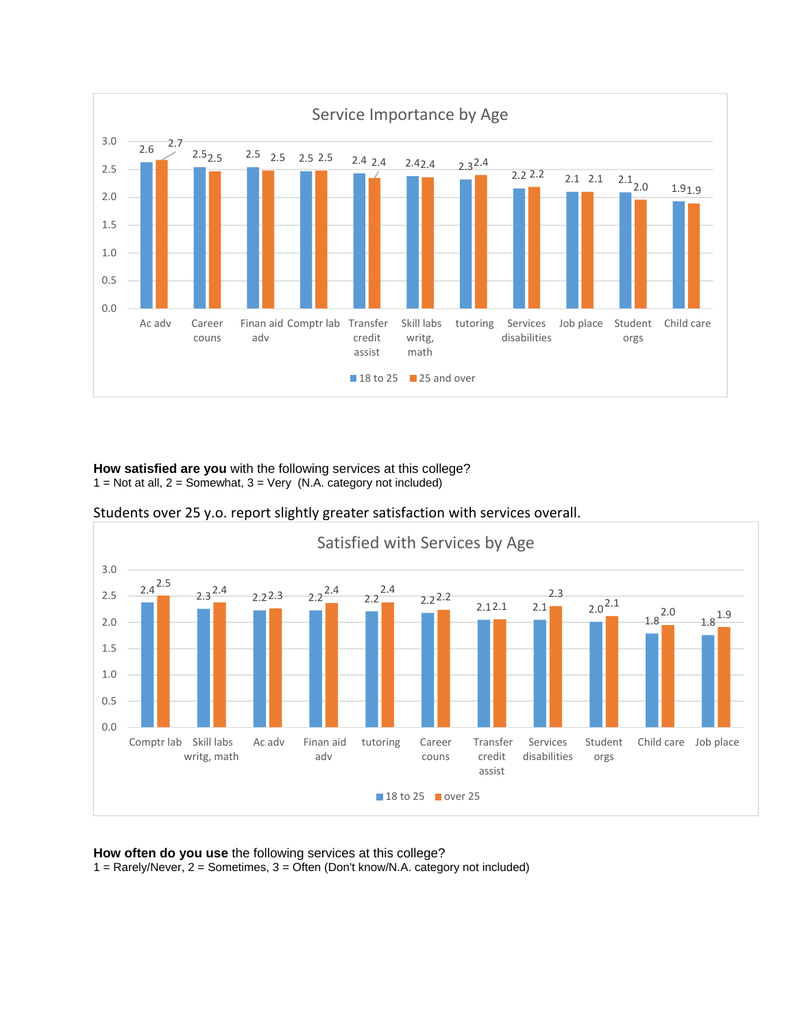**Service Importance by Age**

| | Ac adv | Career couns | Finan aid adv | Comptr lab | Transfer credit assist | Skill labs writg, math | tutoring | Services disabilities | Job place | Student orgs | Child care |
|---|---|---|---|---|---|---|---|---|---|---|---|
| 18 to 25 | 2.6 | 2.5 | 2.5 | 2.5 | 2.4 | 2.4 | 2.3 | 2.2 | 2.1 | 2.1 | 1.9 |
| 25 and over | 2.7 | 2.5 | 2.5 | 2.5 | 2.4 | 2.4 | 2.4 | 2.2 | 2.1 | 2.0 | 1.9 |

**How satisfied are you** with the following services at this college?
1 = Not at all, 2 = Somewhat, 3 = Very (N.A. category not included)

Students over 25 y.o. report slightly greater satisfaction with services overall.

**Satisfied with Services by Age**

| | Comptr lab | Skill labs writg, math | Ac adv | Finan aid adv | tutoring | Career couns | Transfer credit assist | Services disabilities | Student orgs | Child care | Job place |
|---|---|---|---|---|---|---|---|---|---|---|---|
| 18 to 25 | 2.4 | 2.3 | 2.2 | 2.2 | 2.2 | 2.2 | 2.1 | 2.1 | 2.0 | 1.8 | 1.8 |
| over 25 | 2.5 | 2.4 | 2.3 | 2.4 | 2.4 | 2.2 | 2.1 | 2.3 | 2.1 | 2.0 | 1.9 |

**How often do you use** the following services at this college?
1 = Rarely/Never, 2 = Sometimes, 3 = Often (Don't know/N.A. category not included)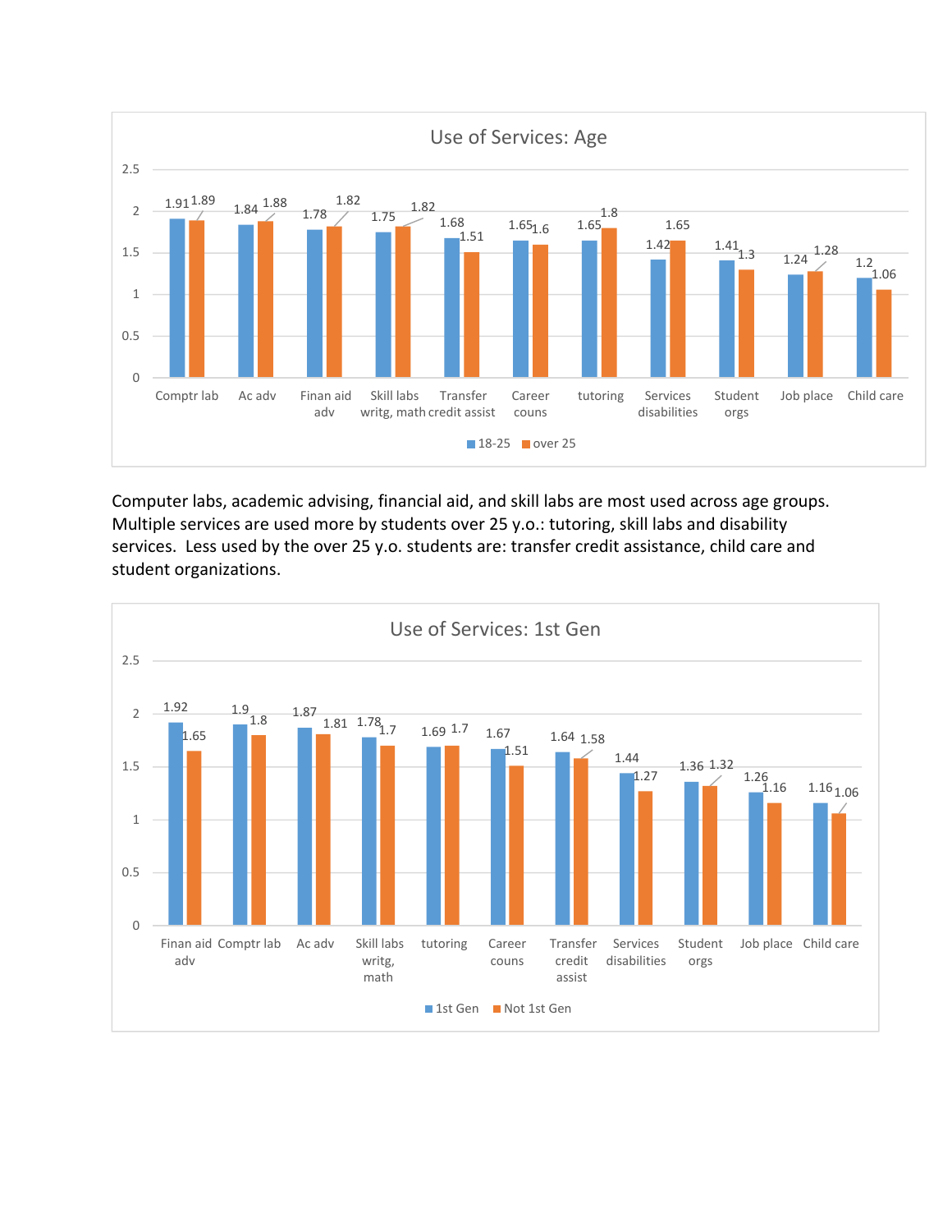**Use of Services: Age**

| Service | 18-25 | over 25 |
| --- | --- | --- |
| Comptr lab | 1.91 | 1.89 |
| Ac adv | 1.84 | 1.88 |
| Finan aid adv | 1.78 | 1.82 |
| Skill labs writg, math | 1.75 | 1.82 |
| Transfer credit assist | 1.68 | 1.51 |
| Career couns | 1.65 | 1.6 |
| tutoring | 1.65 | 1.8 |
| Services disabilities | 1.42 | 1.65 |
| Student orgs | 1.41 | 1.3 |
| Job place | 1.24 | 1.28 |
| Child care | 1.2 | 1.06 |

Computer labs, academic advising, financial aid, and skill labs are most used across age groups. Multiple services are used more by students over 25 y.o.: tutoring, skill labs and disability services. Less used by the over 25 y.o. students are: transfer credit assistance, child care and student organizations.

**Use of Services: 1st Gen**

| Service | 1st Gen | Not 1st Gen |
| --- | --- | --- |
| Finan aid adv | 1.92 | 1.65 |
| Comptr lab | 1.9 | 1.8 |
| Ac adv | 1.87 | 1.81 |
| Skill labs writg, math | 1.78 | 1.7 |
| tutoring | 1.69 | 1.7 |
| Career couns | 1.67 | 1.51 |
| Transfer credit assist | 1.64 | 1.58 |
| Services disabilities | 1.44 | 1.27 |
| Student orgs | 1.36 | 1.32 |
| Job place | 1.26 | 1.16 |
| Child care | 1.16 | 1.06 |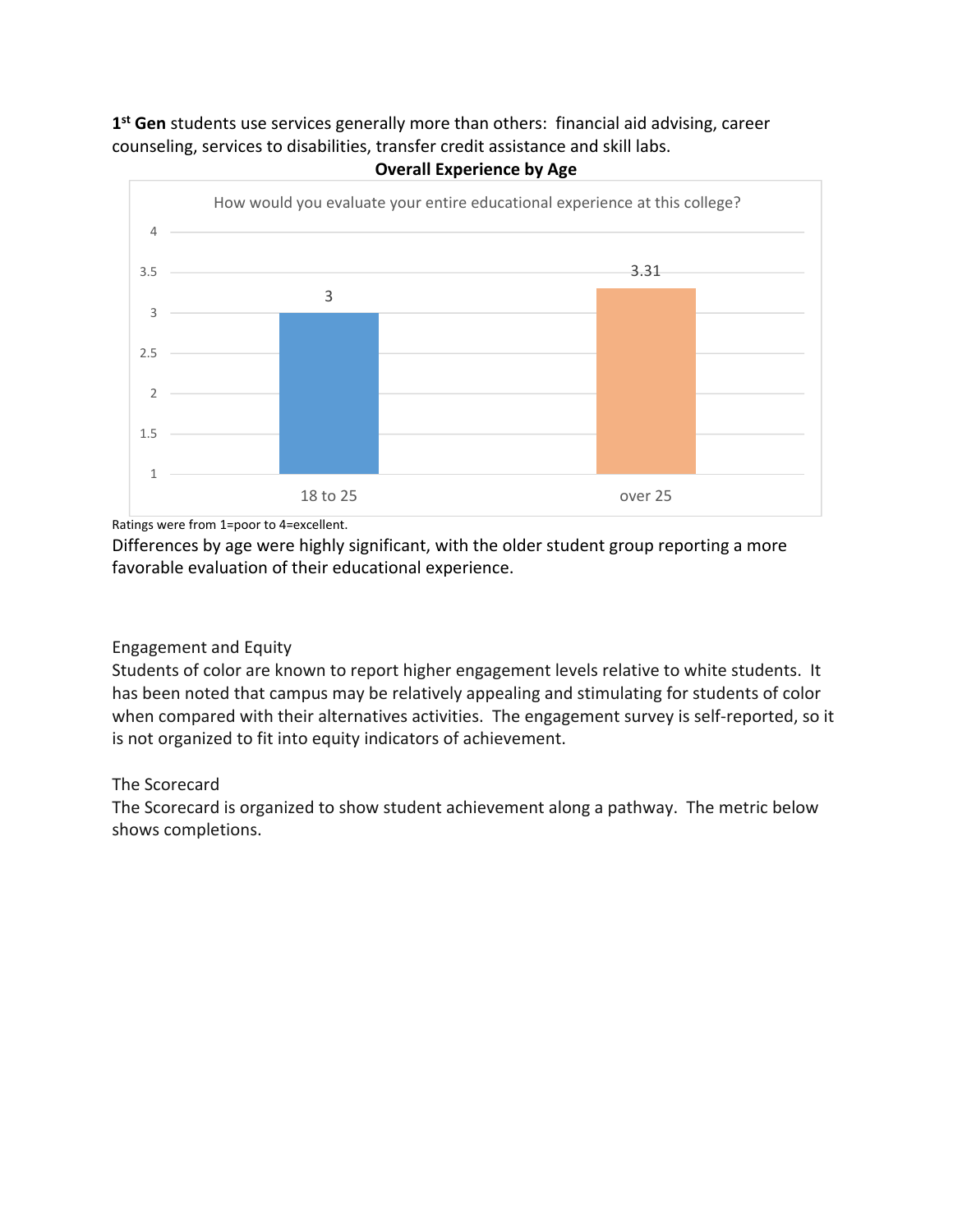**1st Gen** students use services generally more than others: financial aid advising, career counseling, services to disabilities, transfer credit assistance and skill labs.

**Overall Experience by Age**

How would you evaluate your entire educational experience at this college?

| Age group | Rating |
|---|---|
| 18 to 25 | 3 |
| over 25 | 3.31 |

Ratings were from 1=poor to 4=excellent.

Differences by age were highly significant, with the older student group reporting a more favorable evaluation of their educational experience.

Engagement and Equity

Students of color are known to report higher engagement levels relative to white students. It has been noted that campus may be relatively appealing and stimulating for students of color when compared with their alternatives activities. The engagement survey is self-reported, so it is not organized to fit into equity indicators of achievement.

The Scorecard

The Scorecard is organized to show student achievement along a pathway. The metric below shows completions.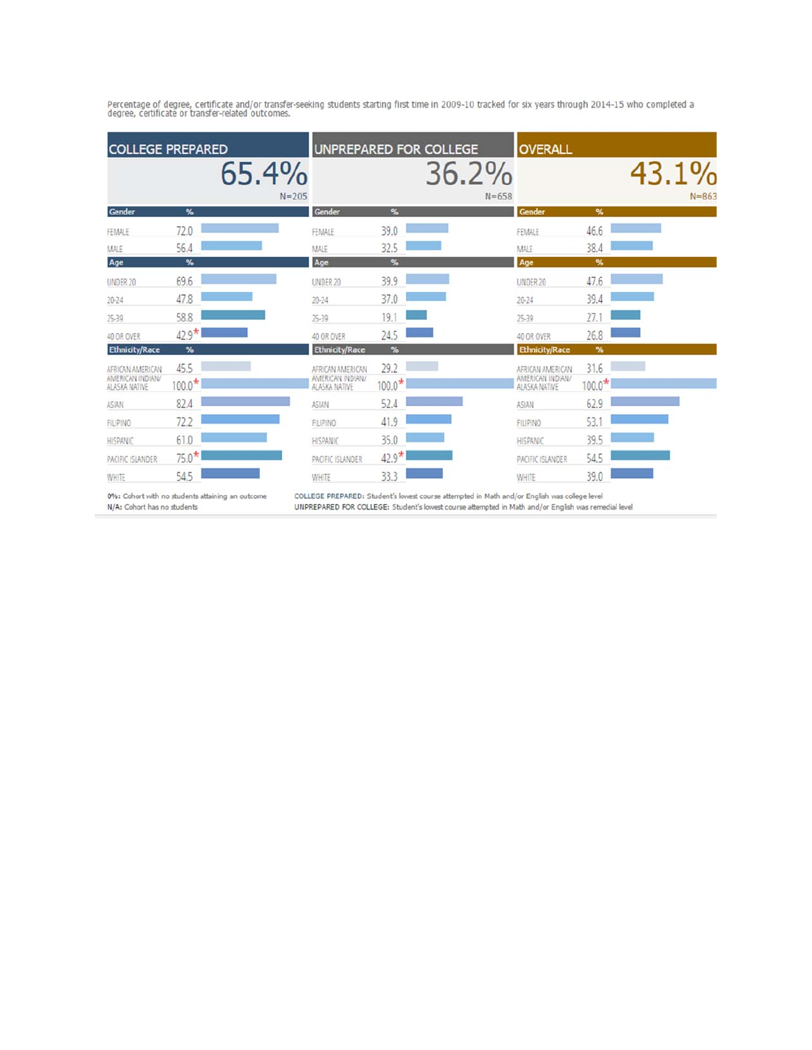Percentage of degree, certificate and/or transfer-seeking students starting first time in 2009-10 tracked for six years through 2014-15 who completed a degree, certificate or transfer-related outcomes.

| | COLLEGE PREPARED | UNPREPARED FOR COLLEGE | OVERALL |
|---|---|---|---|
| | 65.4% (N=205) | 36.2% (N=658) | 43.1% (N=863) |
| **Gender** | **%** | **%** | **%** |
| FEMALE | 72.0 | 39.0 | 46.6 |
| MALE | 56.4 | 32.5 | 38.4 |
| **Age** | **%** | **%** | **%** |
| UNDER 20 | 69.6 | 39.9 | 47.6 |
| 20-24 | 47.8 | 37.0 | 39.4 |
| 25-39 | 58.8 | 19.1 | 27.1 |
| 40 OR OVER | 42.9* | 24.5 | 26.8 |
| **Ethnicity/Race** | **%** | **%** | **%** |
| AFRICAN AMERICAN | 45.5 | 29.2 | 31.6 |
| AMERICAN INDIAN/ ALASKA NATIVE | 100.0* | 100.0* | 100.0* |
| ASIAN | 82.4 | 52.4 | 62.9 |
| FILIPINO | 72.2 | 41.9 | 53.1 |
| HISPANIC | 61.0 | 35.0 | 39.5 |
| PACIFIC ISLANDER | 75.0* | 42.9* | 54.5 |
| WHITE | 54.5 | 33.3 | 39.0 |

**0%:** Cohort with no students attaining an outcome
N/A: Cohort has no students

**COLLEGE PREPARED:** Student's lowest course attempted in Math and/or English was college level
**UNPREPARED FOR COLLEGE:** Student's lowest course attempted in Math and/or English was remedial level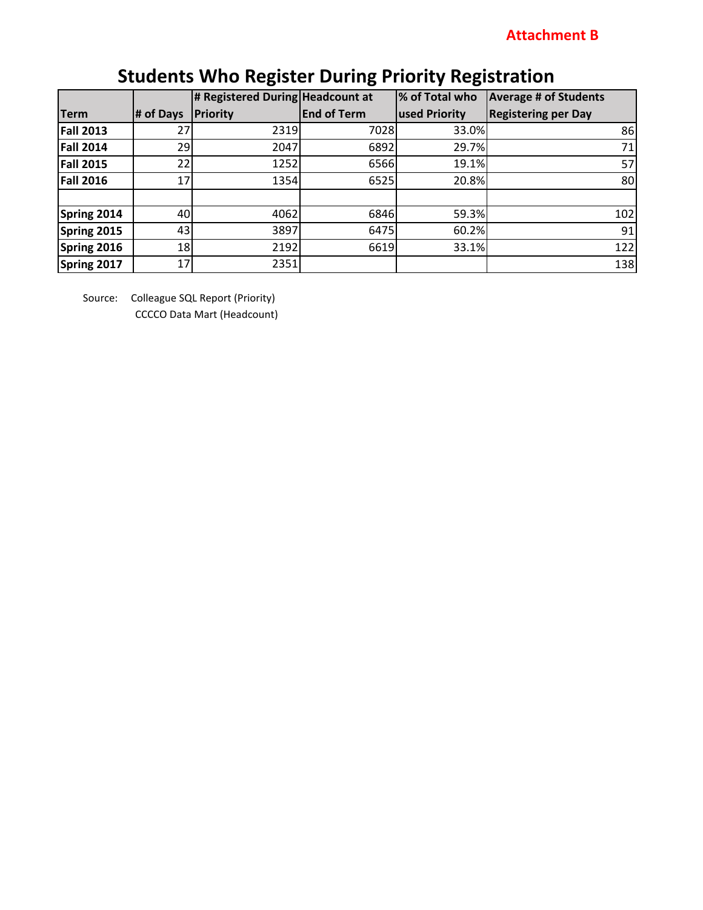Attachment B

# Students Who Register During Priority Registration

| Term | # of Days | # Registered During Priority | Headcount at End of Term | % of Total who used Priority | Average # of Students Registering per Day |
|---|---|---|---|---|---|
| **Fall 2013** | 27 | 2319 | 7028 | 33.0% | 86 |
| **Fall 2014** | 29 | 2047 | 6892 | 29.7% | 71 |
| **Fall 2015** | 22 | 1252 | 6566 | 19.1% | 57 |
| **Fall 2016** | 17 | 1354 | 6525 | 20.8% | 80 |
| | | | | | |
| **Spring 2014** | 40 | 4062 | 6846 | 59.3% | 102 |
| **Spring 2015** | 43 | 3897 | 6475 | 60.2% | 91 |
| **Spring 2016** | 18 | 2192 | 6619 | 33.1% | 122 |
| **Spring 2017** | 17 | 2351 | | | 138 |

Source: Colleague SQL Report (Priority)
CCCCO Data Mart (Headcount)